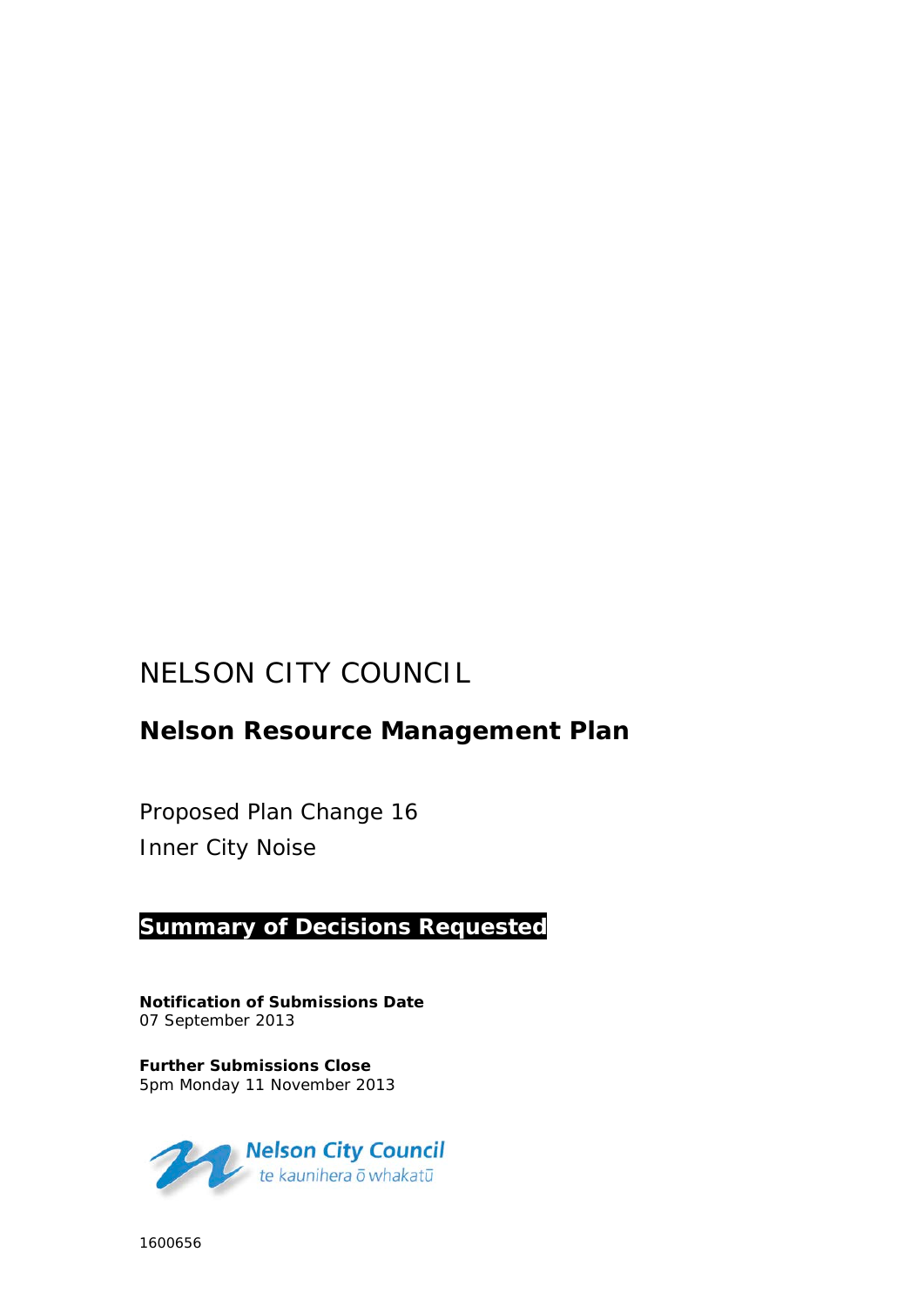# NELSON CITY COUNCIL

## Nelson Resource Management Plan

Proposed Plan Change 16

Inner City Noise

**Summary of Decisions Requested**

**Notification of Submissions Date**
07 September 2013

**Further Submissions Close**
5pm Monday 11 November 2013

Nelson City Council
te kaunihera ō whakatū

1600656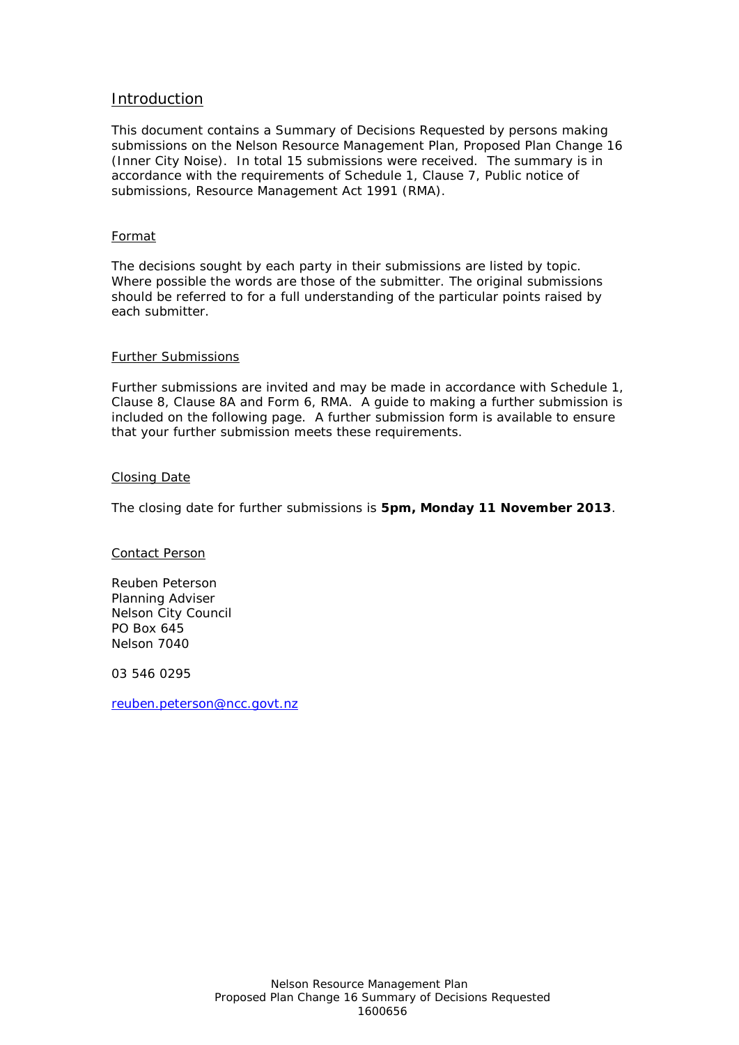## Introduction

This document contains a Summary of Decisions Requested by persons making submissions on the Nelson Resource Management Plan, Proposed Plan Change 16 (Inner City Noise). In total 15 submissions were received. The summary is in accordance with the requirements of Schedule 1, Clause 7, Public notice of submissions, Resource Management Act 1991 (RMA).

### Format

The decisions sought by each party in their submissions are listed by topic. Where possible the words are those of the submitter. The original submissions should be referred to for a full understanding of the particular points raised by each submitter.

### Further Submissions

Further submissions are invited and may be made in accordance with Schedule 1, Clause 8, Clause 8A and Form 6, RMA. A guide to making a further submission is included on the following page. A further submission form is available to ensure that your further submission meets these requirements.

### Closing Date

The closing date for further submissions is **5pm, Monday 11 November 2013**.

### Contact Person

Reuben Peterson
Planning Adviser
Nelson City Council
PO Box 645
Nelson 7040

03 546 0295

reuben.peterson@ncc.govt.nz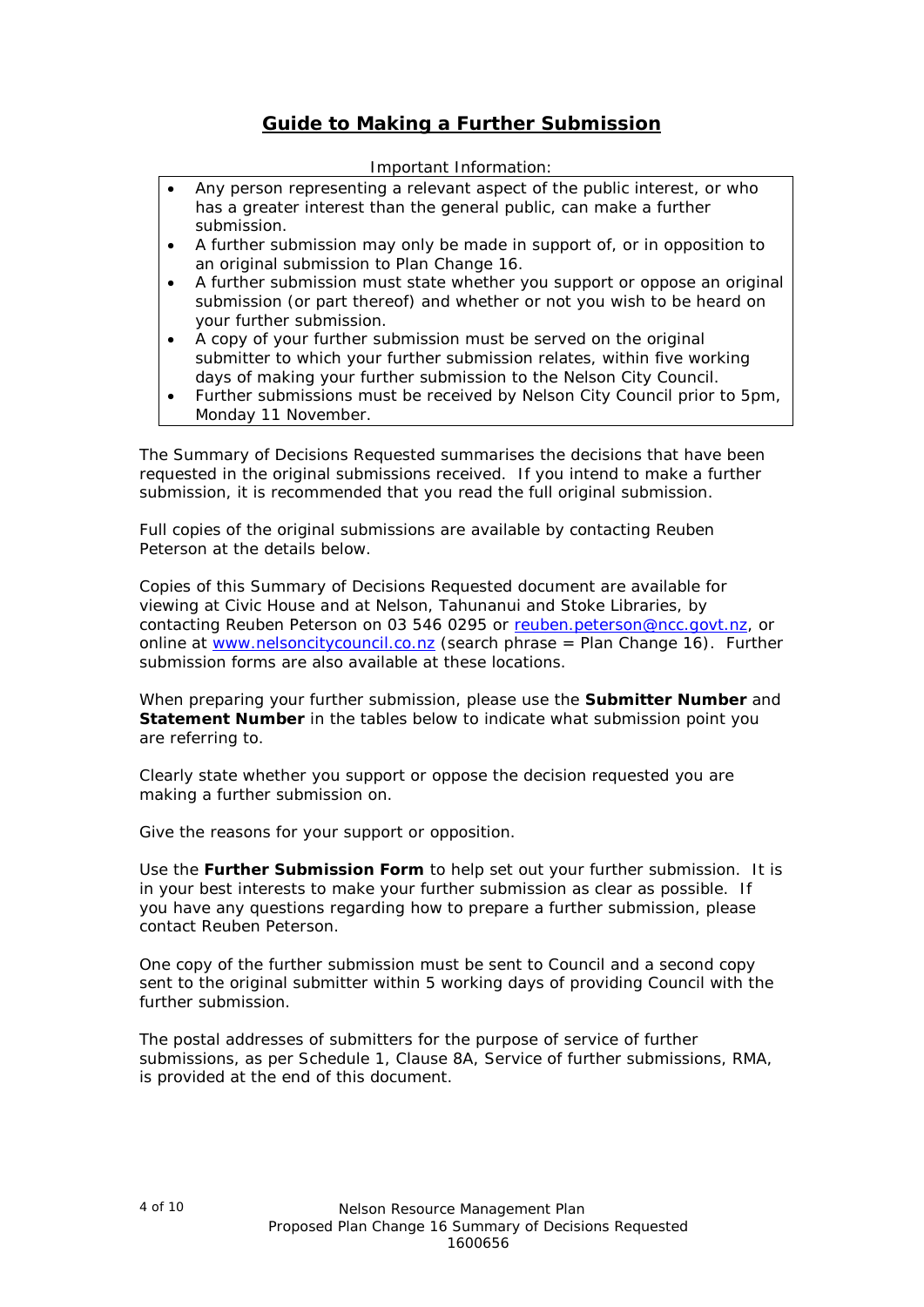## Guide to Making a Further Submission

Important Information:

- Any person representing a relevant aspect of the public interest, or who has a greater interest than the general public, can make a further submission.
- A further submission may only be made in support of, or in opposition to an original submission to Plan Change 16.
- A further submission must state whether you support or oppose an original submission (or part thereof) and whether or not you wish to be heard on your further submission.
- A copy of your further submission must be served on the original submitter to which your further submission relates, within five working days of making your further submission to the Nelson City Council.
- Further submissions must be received by Nelson City Council prior to 5pm, Monday 11 November.

The Summary of Decisions Requested summarises the decisions that have been requested in the original submissions received. If you intend to make a further submission, it is recommended that you read the full original submission.

Full copies of the original submissions are available by contacting Reuben Peterson at the details below.

Copies of this Summary of Decisions Requested document are available for viewing at Civic House and at Nelson, Tahunanui and Stoke Libraries, by contacting Reuben Peterson on 03 546 0295 or reuben.peterson@ncc.govt.nz, or online at www.nelsoncitycouncil.co.nz (search phrase = Plan Change 16). Further submission forms are also available at these locations.

When preparing your further submission, please use the **Submitter Number** and **Statement Number** in the tables below to indicate what submission point you are referring to.

Clearly state whether you support or oppose the decision requested you are making a further submission on.

Give the reasons for your support or opposition.

Use the **Further Submission Form** to help set out your further submission. It is in your best interests to make your further submission as clear as possible. If you have any questions regarding how to prepare a further submission, please contact Reuben Peterson.

One copy of the further submission must be sent to Council and a second copy sent to the original submitter within 5 working days of providing Council with the further submission.

The postal addresses of submitters for the purpose of service of further submissions, as per Schedule 1, Clause 8A, Service of further submissions, RMA, is provided at the end of this document.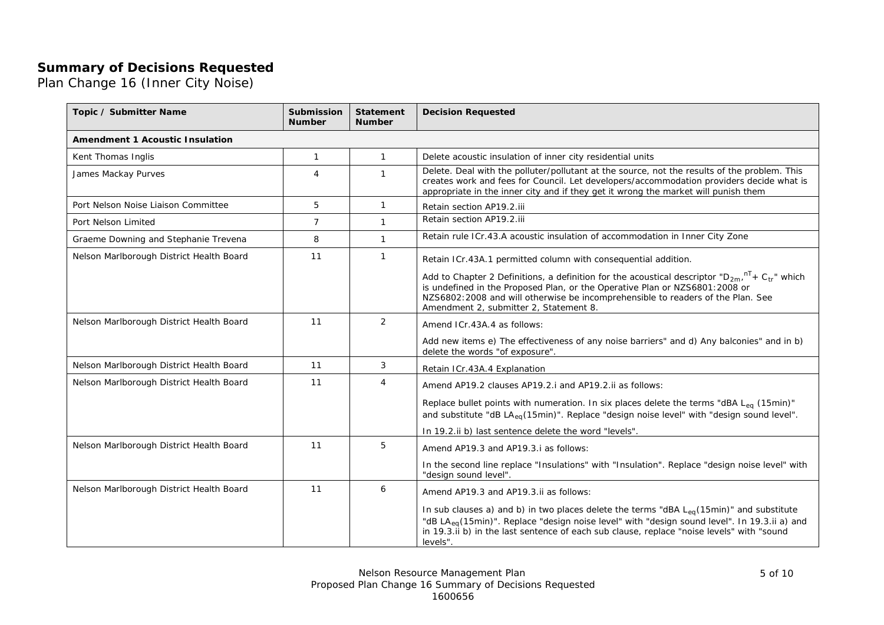# Summary of Decisions Requested

Plan Change 16 (Inner City Noise)

| Topic / Submitter Name | Submission Number | Statement Number | Decision Requested |
|---|---|---|---|
| **Amendment 1 Acoustic Insulation** | | | |
| Kent Thomas Inglis | 1 | 1 | Delete acoustic insulation of inner city residential units |
| James Mackay Purves | 4 | 1 | Delete. Deal with the polluter/pollutant at the source, not the results of the problem. This creates work and fees for Council. Let developers/accommodation providers decide what is appropriate in the inner city and if they get it wrong the market will punish them |
| Port Nelson Noise Liaison Committee | 5 | 1 | Retain section AP19.2.iii |
| Port Nelson Limited | 7 | 1 | Retain section AP19.2.iii |
| Graeme Downing and Stephanie Trevena | 8 | 1 | Retain rule ICr.43.A acoustic insulation of accommodation in Inner City Zone |
| Nelson Marlborough District Health Board | 11 | 1 | Retain ICr.43A.1 permitted column with consequential addition.<br><br>Add to Chapter 2 Definitions, a definition for the acoustical descriptor "$D_{2m},^{nT}+ C_{tr}$" which is undefined in the Proposed Plan, or the Operative Plan or NZS6801:2008 or NZS6802:2008 and will otherwise be incomprehensible to readers of the Plan. See Amendment 2, submitter 2, Statement 8. |
| Nelson Marlborough District Health Board | 11 | 2 | Amend ICr.43A.4 as follows:<br><br>Add new items e) The effectiveness of any noise barriers" and d) Any balconies" and in b) delete the words "of exposure". |
| Nelson Marlborough District Health Board | 11 | 3 | Retain ICr.43A.4 Explanation |
| Nelson Marlborough District Health Board | 11 | 4 | Amend AP19.2 clauses AP19.2.i and AP19.2.ii as follows:<br><br>Replace bullet points with numeration. In six places delete the terms "dBA $L_{eq}$ (15min)" and substitute "dB $LA_{eq}$(15min)". Replace "design noise level" with "design sound level".<br><br>In 19.2.ii b) last sentence delete the word "levels". |
| Nelson Marlborough District Health Board | 11 | 5 | Amend AP19.3 and AP19.3.i as follows:<br><br>In the second line replace "Insulations" with "Insulation". Replace "design noise level" with "design sound level". |
| Nelson Marlborough District Health Board | 11 | 6 | Amend AP19.3 and AP19.3.ii as follows:<br><br>In sub clauses a) and b) in two places delete the terms "dBA $L_{eq}$(15min)" and substitute "dB $LA_{eq}$(15min)". Replace "design noise level" with "design sound level". In 19.3.ii a) and in 19.3.ii b) in the last sentence of each sub clause, replace "noise levels" with "sound levels". |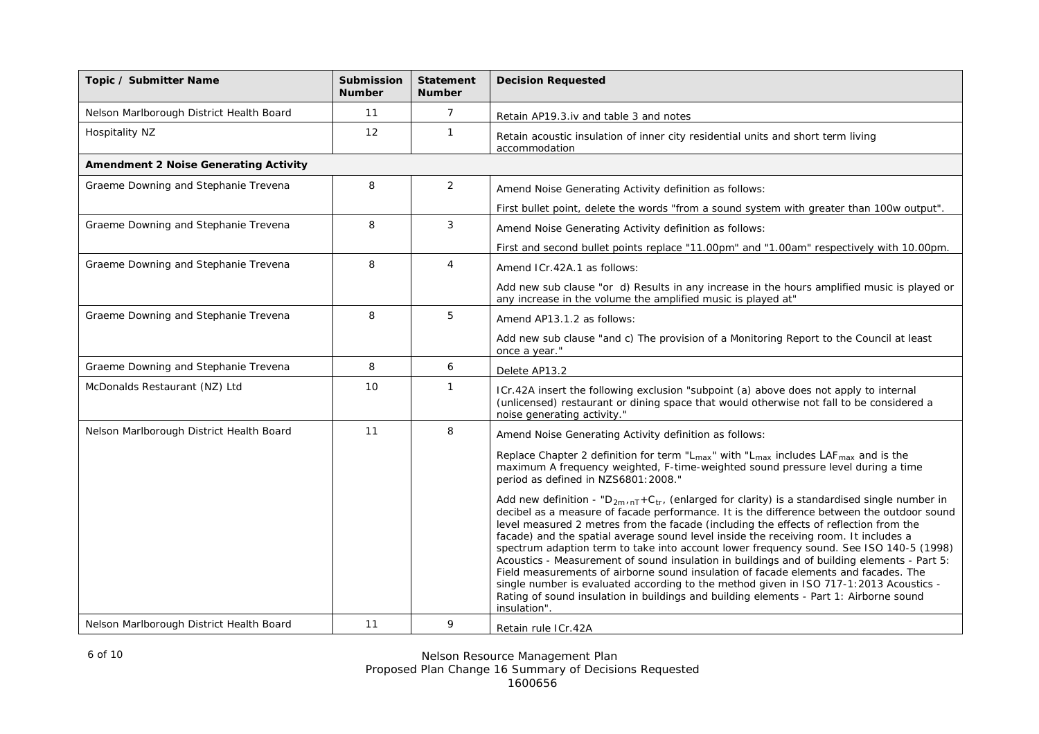| Topic / Submitter Name | Submission Number | Statement Number | Decision Requested |
|---|---|---|---|
| Nelson Marlborough District Health Board | 11 | 7 | Retain AP19.3.iv and table 3 and notes |
| Hospitality NZ | 12 | 1 | Retain acoustic insulation of inner city residential units and short term living accommodation |
| **Amendment 2 Noise Generating Activity** | | | |
| Graeme Downing and Stephanie Trevena | 8 | 2 | Amend Noise Generating Activity definition as follows:<br><br>First bullet point, delete the words "from a sound system with greater than 100w output". |
| Graeme Downing and Stephanie Trevena | 8 | 3 | Amend Noise Generating Activity definition as follows:<br><br>First and second bullet points replace "11.00pm" and "1.00am" respectively with 10.00pm. |
| Graeme Downing and Stephanie Trevena | 8 | 4 | Amend ICr.42A.1 as follows:<br><br>Add new sub clause "or d) Results in any increase in the hours amplified music is played or any increase in the volume the amplified music is played at" |
| Graeme Downing and Stephanie Trevena | 8 | 5 | Amend AP13.1.2 as follows:<br><br>Add new sub clause "and c) The provision of a Monitoring Report to the Council at least once a year." |
| Graeme Downing and Stephanie Trevena | 8 | 6 | Delete AP13.2 |
| McDonalds Restaurant (NZ) Ltd | 10 | 1 | ICr.42A insert the following exclusion "subpoint (a) above does not apply to internal (unlicensed) restaurant or dining space that would otherwise not fall to be considered a noise generating activity." |
| Nelson Marlborough District Health Board | 11 | 8 | Amend Noise Generating Activity definition as follows:<br><br>Replace Chapter 2 definition for term "$L_{max}$" with "$L_{max}$ includes $LAF_{max}$ and is the maximum A frequency weighted, F-time-weighted sound pressure level during a time period as defined in NZS6801:2008."<br><br>Add new definition - "$D_{2m,nT}+C_{tr}$, (enlarged for clarity) is a standardised single number in decibel as a measure of facade performance. It is the difference between the outdoor sound level measured 2 metres from the facade (including the effects of reflection from the facade) and the spatial average sound level inside the receiving room. It includes a spectrum adaption term to take into account lower frequency sound. See ISO 140-5 (1998) Acoustics - Measurement of sound insulation in buildings and of building elements - Part 5: Field measurements of airborne sound insulation of facade elements and facades. The single number is evaluated according to the method given in ISO 717-1:2013 Acoustics - Rating of sound insulation in buildings and building elements - Part 1: Airborne sound insulation". |
| Nelson Marlborough District Health Board | 11 | 9 | Retain rule ICr.42A |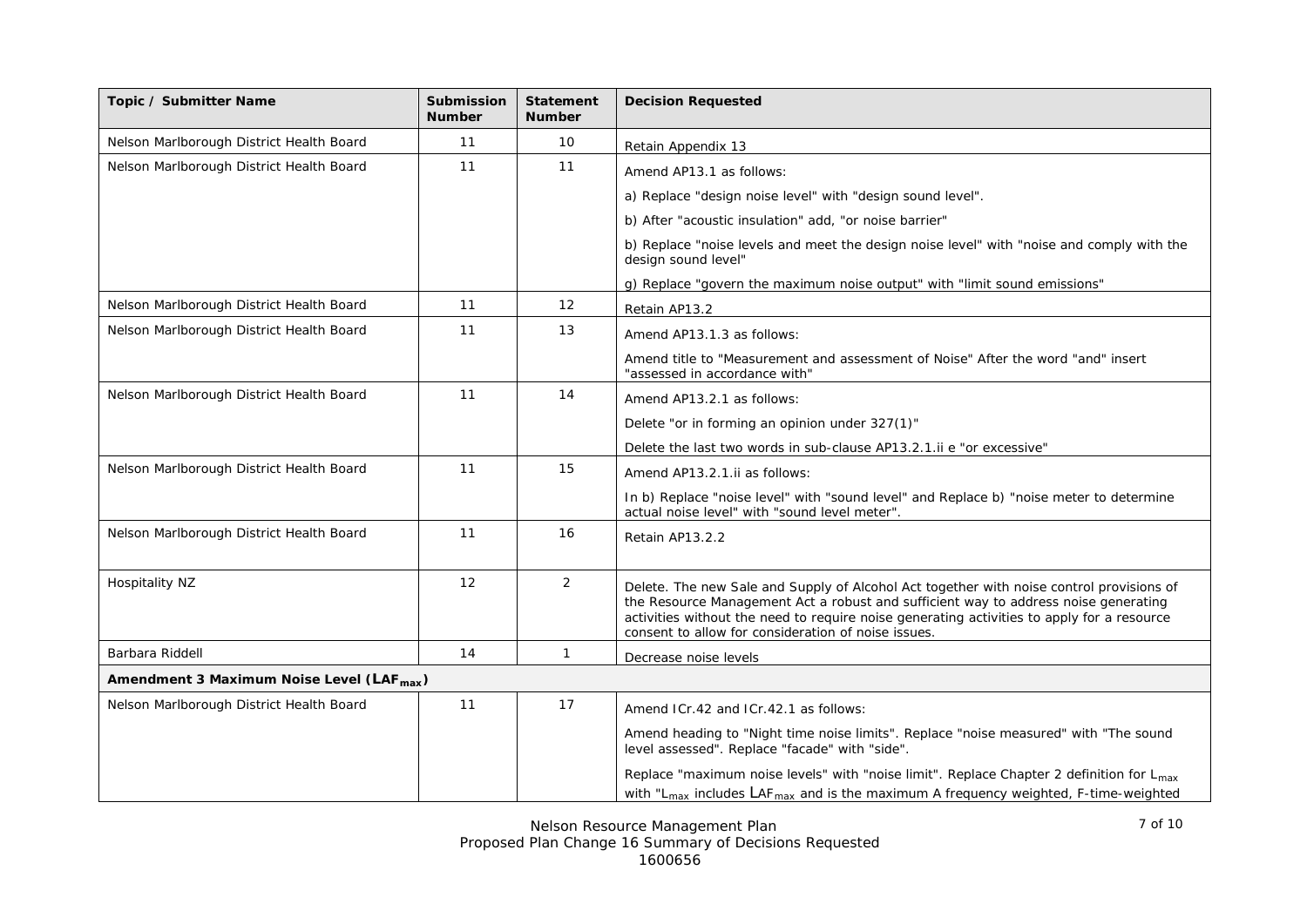| Topic / Submitter Name | Submission Number | Statement Number | Decision Requested |
|---|---|---|---|
| Nelson Marlborough District Health Board | 11 | 10 | Retain Appendix 13 |
| Nelson Marlborough District Health Board | 11 | 11 | Amend AP13.1 as follows:<br><br>a) Replace "design noise level" with "design sound level".<br><br>b) After "acoustic insulation" add, "or noise barrier"<br><br>b) Replace "noise levels and meet the design noise level" with "noise and comply with the design sound level"<br><br>g) Replace "govern the maximum noise output" with "limit sound emissions" |
| Nelson Marlborough District Health Board | 11 | 12 | Retain AP13.2 |
| Nelson Marlborough District Health Board | 11 | 13 | Amend AP13.1.3 as follows:<br><br>Amend title to "Measurement and assessment of Noise" After the word "and" insert "assessed in accordance with" |
| Nelson Marlborough District Health Board | 11 | 14 | Amend AP13.2.1 as follows:<br><br>Delete "or in forming an opinion under 327(1)"<br><br>Delete the last two words in sub-clause AP13.2.1.ii e "or excessive" |
| Nelson Marlborough District Health Board | 11 | 15 | Amend AP13.2.1.ii as follows:<br><br>In b) Replace "noise level" with "sound level" and Replace b) "noise meter to determine actual noise level" with "sound level meter". |
| Nelson Marlborough District Health Board | 11 | 16 | Retain AP13.2.2 |
| Hospitality NZ | 12 | 2 | Delete. The new Sale and Supply of Alcohol Act together with noise control provisions of the Resource Management Act a robust and sufficient way to address noise generating activities without the need to require noise generating activities to apply for a resource consent to allow for consideration of noise issues. |
| Barbara Riddell | 14 | 1 | Decrease noise levels |
| **Amendment 3 Maximum Noise Level ($LAF_{max}$)** | | | |
| Nelson Marlborough District Health Board | 11 | 17 | Amend ICr.42 and ICr.42.1 as follows:<br><br>Amend heading to "Night time noise limits". Replace "noise measured" with "The sound level assessed". Replace "facade" with "side".<br><br>Replace "maximum noise levels" with "noise limit". Replace Chapter 2 definition for $L_{max}$ with "$L_{max}$ includes $LAF_{max}$ and is the maximum A frequency weighted, F-time-weighted |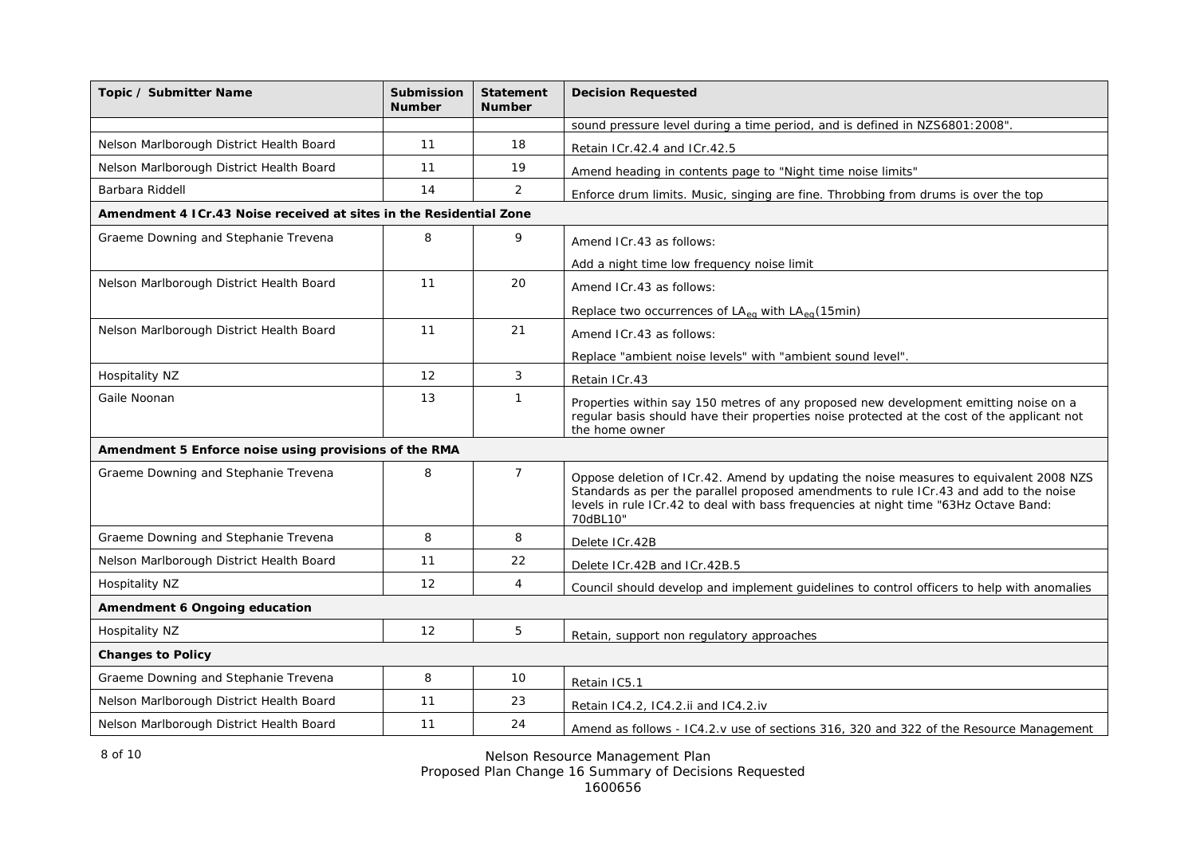| Topic / Submitter Name | Submission Number | Statement Number | Decision Requested |
|---|---|---|---|
| | | | sound pressure level during a time period, and is defined in NZS6801:2008". |
| Nelson Marlborough District Health Board | 11 | 18 | Retain ICr.42.4 and ICr.42.5 |
| Nelson Marlborough District Health Board | 11 | 19 | Amend heading in contents page to "Night time noise limits" |
| Barbara Riddell | 14 | 2 | Enforce drum limits. Music, singing are fine. Throbbing from drums is over the top |
| **Amendment 4 ICr.43 Noise received at sites in the Residential Zone** | | | |
| Graeme Downing and Stephanie Trevena | 8 | 9 | Amend ICr.43 as follows: Add a night time low frequency noise limit |
| Nelson Marlborough District Health Board | 11 | 20 | Amend ICr.43 as follows: Replace two occurrences of $LA_{eq}$ with $LA_{eq}$(15min) |
| Nelson Marlborough District Health Board | 11 | 21 | Amend ICr.43 as follows: Replace "ambient noise levels" with "ambient sound level". |
| Hospitality NZ | 12 | 3 | Retain ICr.43 |
| Gaile Noonan | 13 | 1 | Properties within say 150 metres of any proposed new development emitting noise on a regular basis should have their properties noise protected at the cost of the applicant not the home owner |
| **Amendment 5 Enforce noise using provisions of the RMA** | | | |
| Graeme Downing and Stephanie Trevena | 8 | 7 | Oppose deletion of ICr.42. Amend by updating the noise measures to equivalent 2008 NZS Standards as per the parallel proposed amendments to rule ICr.43 and add to the noise levels in rule ICr.42 to deal with bass frequencies at night time "63Hz Octave Band: 70dBL10" |
| Graeme Downing and Stephanie Trevena | 8 | 8 | Delete ICr.42B |
| Nelson Marlborough District Health Board | 11 | 22 | Delete ICr.42B and ICr.42B.5 |
| Hospitality NZ | 12 | 4 | Council should develop and implement guidelines to control officers to help with anomalies |
| **Amendment 6 Ongoing education** | | | |
| Hospitality NZ | 12 | 5 | Retain, support non regulatory approaches |
| **Changes to Policy** | | | |
| Graeme Downing and Stephanie Trevena | 8 | 10 | Retain IC5.1 |
| Nelson Marlborough District Health Board | 11 | 23 | Retain IC4.2, IC4.2.ii and IC4.2.iv |
| Nelson Marlborough District Health Board | 11 | 24 | Amend as follows - IC4.2.v use of sections 316, 320 and 322 of the Resource Management |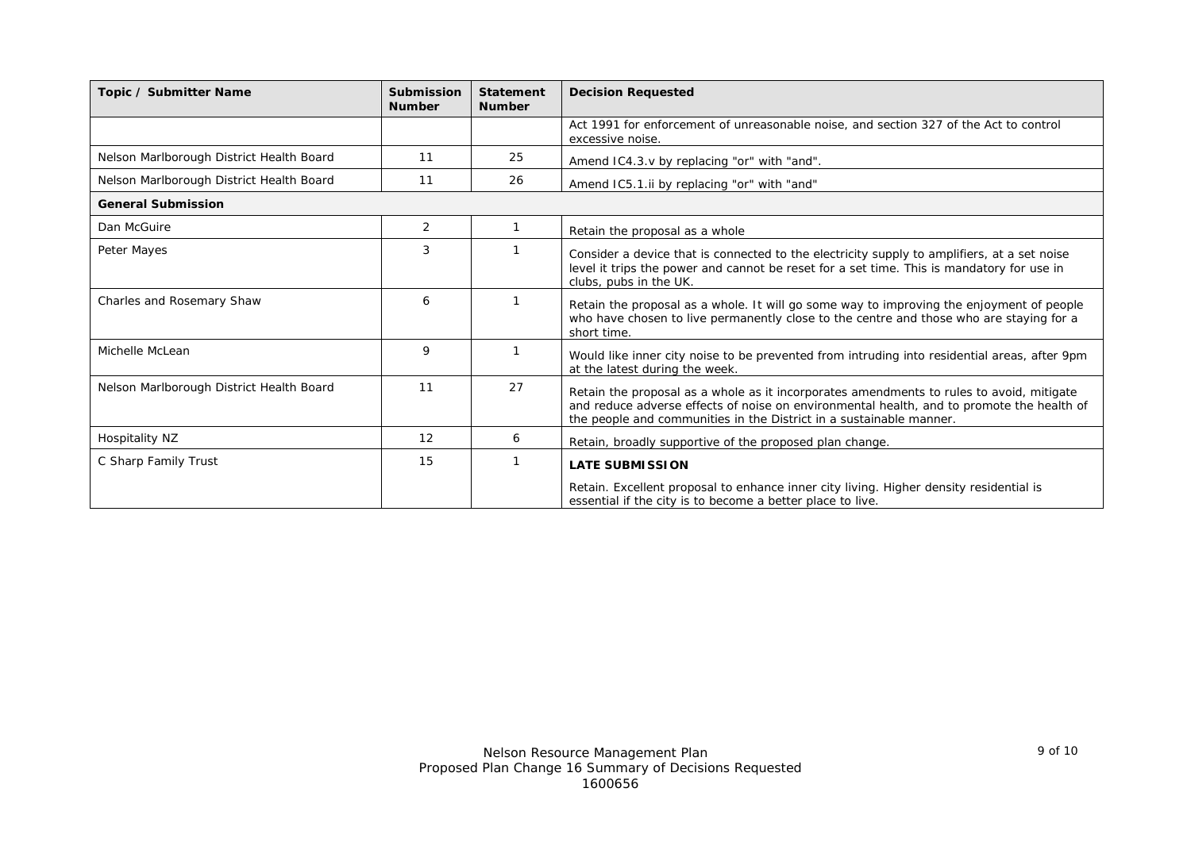| Topic / Submitter Name | Submission Number | Statement Number | Decision Requested |
|---|---|---|---|
| | | | Act 1991 for enforcement of unreasonable noise, and section 327 of the Act to control excessive noise. |
| Nelson Marlborough District Health Board | 11 | 25 | Amend IC4.3.v by replacing "or" with "and". |
| Nelson Marlborough District Health Board | 11 | 26 | Amend IC5.1.ii by replacing "or" with "and" |
| **General Submission** | | | |
| Dan McGuire | 2 | 1 | Retain the proposal as a whole |
| Peter Mayes | 3 | 1 | Consider a device that is connected to the electricity supply to amplifiers, at a set noise level it trips the power and cannot be reset for a set time. This is mandatory for use in clubs, pubs in the UK. |
| Charles and Rosemary Shaw | 6 | 1 | Retain the proposal as a whole. It will go some way to improving the enjoyment of people who have chosen to live permanently close to the centre and those who are staying for a short time. |
| Michelle McLean | 9 | 1 | Would like inner city noise to be prevented from intruding into residential areas, after 9pm at the latest during the week. |
| Nelson Marlborough District Health Board | 11 | 27 | Retain the proposal as a whole as it incorporates amendments to rules to avoid, mitigate and reduce adverse effects of noise on environmental health, and to promote the health of the people and communities in the District in a sustainable manner. |
| Hospitality NZ | 12 | 6 | Retain, broadly supportive of the proposed plan change. |
| C Sharp Family Trust | 15 | 1 | **LATE SUBMISSION** Retain. Excellent proposal to enhance inner city living. Higher density residential is essential if the city is to become a better place to live. |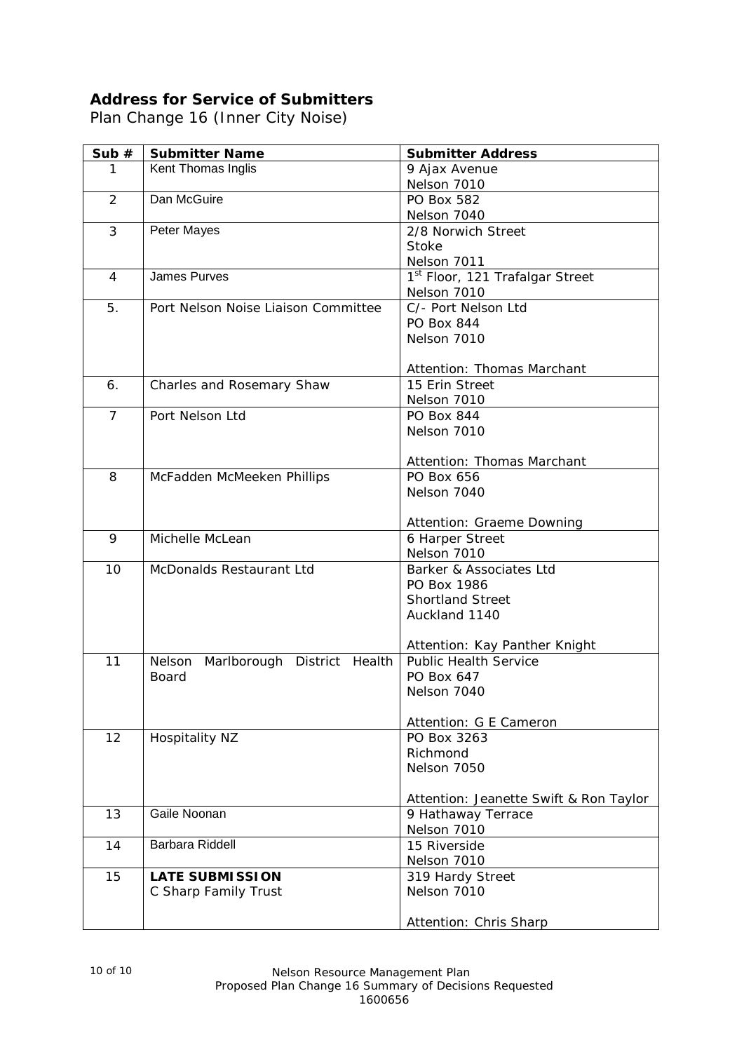**Address for Service of Submitters**

Plan Change 16 (Inner City Noise)

| Sub # | Submitter Name | Submitter Address |
| --- | --- | --- |
| 1 | Kent Thomas Inglis | 9 Ajax Avenue<br>Nelson 7010 |
| 2 | Dan McGuire | PO Box 582<br>Nelson 7040 |
| 3 | Peter Mayes | 2/8 Norwich Street<br>Stoke<br>Nelson 7011 |
| 4 | James Purves | 1st Floor, 121 Trafalgar Street<br>Nelson 7010 |
| 5. | Port Nelson Noise Liaison Committee | C/- Port Nelson Ltd<br>PO Box 844<br>Nelson 7010<br><br>Attention: Thomas Marchant |
| 6. | Charles and Rosemary Shaw | 15 Erin Street<br>Nelson 7010 |
| 7 | Port Nelson Ltd | PO Box 844<br>Nelson 7010<br><br>Attention: Thomas Marchant |
| 8 | McFadden McMeeken Phillips | PO Box 656<br>Nelson 7040<br><br>Attention: Graeme Downing |
| 9 | Michelle McLean | 6 Harper Street<br>Nelson 7010 |
| 10 | McDonalds Restaurant Ltd | Barker & Associates Ltd<br>PO Box 1986<br>Shortland Street<br>Auckland 1140<br><br>Attention: Kay Panther Knight |
| 11 | Nelson Marlborough District Health Board | Public Health Service<br>PO Box 647<br>Nelson 7040<br><br>Attention: G E Cameron |
| 12 | Hospitality NZ | PO Box 3263<br>Richmond<br>Nelson 7050<br><br>Attention: Jeanette Swift & Ron Taylor |
| 13 | Gaile Noonan | 9 Hathaway Terrace<br>Nelson 7010 |
| 14 | Barbara Riddell | 15 Riverside<br>Nelson 7010 |
| 15 | **LATE SUBMISSION**<br>C Sharp Family Trust | 319 Hardy Street<br>Nelson 7010<br><br>Attention: Chris Sharp |